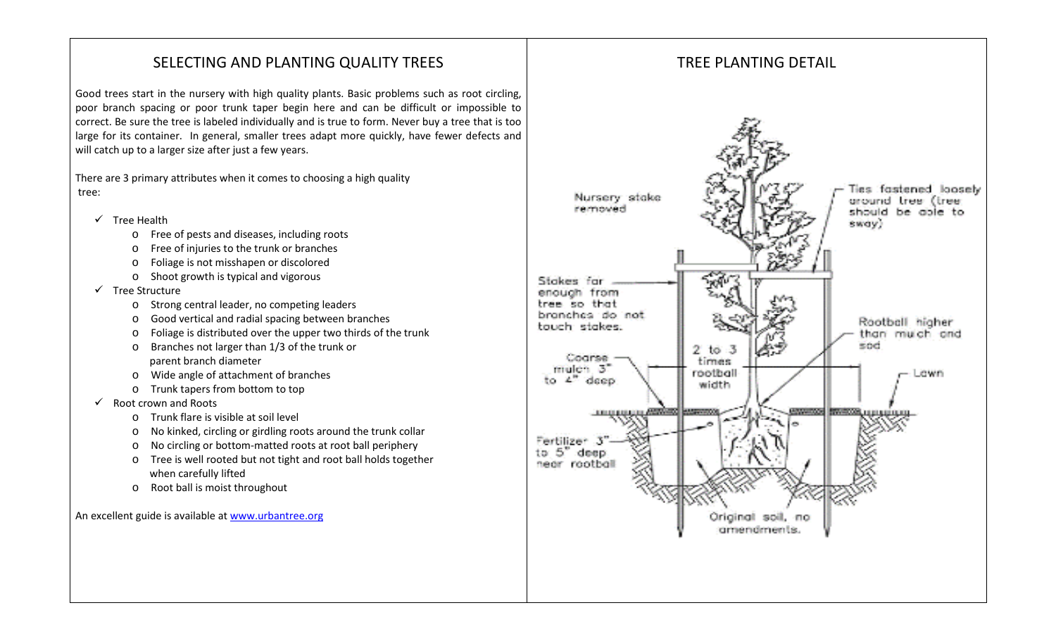## SELECTING AND PLANTING QUALITY TREES

Good trees start in the nursery with high quality plants. Basic problems such as root circling, poor branch spacing or poor trunk taper begin here and can be difficult or impossible to correct. Be sure the tree is labeled individually and is true to form. Never buy a tree that is too large for its container. In general, smaller trees adapt more quickly, have fewer defects and will catch up to a larger size after just a few years.

There are 3 primary attributes when it comes to choosing a high quality tree:

- ✓ Tree Health
  - Free of pests and diseases, including roots
  - Free of injuries to the trunk or branches
  - Foliage is not misshapen or discolored
  - Shoot growth is typical and vigorous
- ✓ Tree Structure
  - Strong central leader, no competing leaders
  - Good vertical and radial spacing between branches
  - Foliage is distributed over the upper two thirds of the trunk
  - Branches not larger than 1/3 of the trunk or parent branch diameter
  - Wide angle of attachment of branches
  - Trunk tapers from bottom to top
- ✓ Root crown and Roots
  - Trunk flare is visible at soil level
  - No kinked, circling or girdling roots around the trunk collar
  - No circling or bottom-matted roots at root ball periphery
  - Tree is well rooted but not tight and root ball holds together when carefully lifted
  - Root ball is moist throughout

An excellent guide is available at [www.urbantree.org](www.urbantree.org)

## TREE PLANTING DETAIL

- Nursery stake removed
- Ties fastened loosely around tree (tree should be able to sway)
- Stakes far enough from tree so that branches do not touch stakes.
- Rootball higher than mulch and sod
- Coarse mulch 3" to 4" deep
- 2 to 3 times rootball width
- Lawn
- Fertilizer 3" to 5" deep near rootball
- Original soil, no amendments.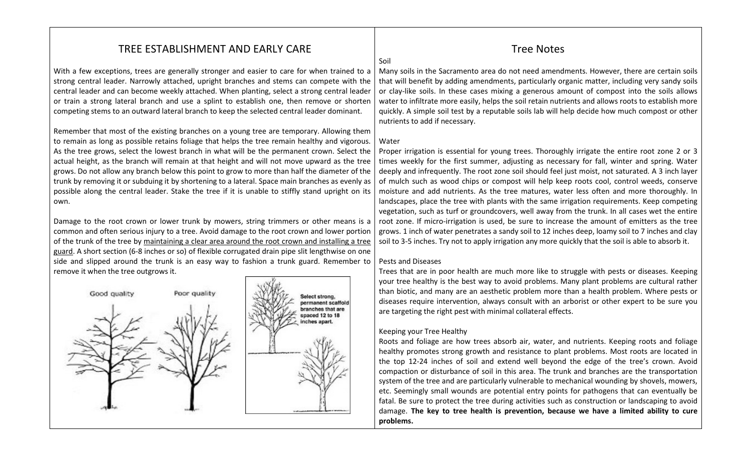## TREE ESTABLISHMENT AND EARLY CARE

With a few exceptions, trees are generally stronger and easier to care for when trained to a strong central leader. Narrowly attached, upright branches and stems can compete with the central leader and can become weekly attached. When planting, select a strong central leader or train a strong lateral branch and use a splint to establish one, then remove or shorten competing stems to an outward lateral branch to keep the selected central leader dominant.

Remember that most of the existing branches on a young tree are temporary. Allowing them to remain as long as possible retains foliage that helps the tree remain healthy and vigorous. As the tree grows, select the lowest branch in what will be the permanent crown. Select the actual height, as the branch will remain at that height and will not move upward as the tree grows. Do not allow any branch below this point to grow to more than half the diameter of the trunk by removing it or subduing it by shortening to a lateral. Space main branches as evenly as possible along the central leader. Stake the tree if it is unable to stiffly stand upright on its own.

Damage to the root crown or lower trunk by mowers, string trimmers or other means is a common and often serious injury to a tree. Avoid damage to the root crown and lower portion of the trunk of the tree by maintaining a clear area around the root crown and installing a tree guard. A short section (6-8 inches or so) of flexible corrugated drain pipe slit lengthwise on one side and slipped around the trunk is an easy way to fashion a tree guard. Remember to remove it when the tree outgrows it.

Good quality

Poor quality

Select strong, permanent scaffold branches that are spaced 12 to 18 inches apart.

## Tree Notes

Soil

Many soils in the Sacramento area do not need amendments. However, there are certain soils that will benefit by adding amendments, particularly organic matter, including very sandy soils or clay-like soils. In these cases mixing a generous amount of compost into the soils allows water to infiltrate more easily, helps the soil retain nutrients and allows roots to establish more quickly. A simple soil test by a reputable soils lab will help decide how much compost or other nutrients to add if necessary.

Water

Proper irrigation is essential for young trees. Thoroughly irrigate the entire root zone 2 or 3 times weekly for the first summer, adjusting as necessary for fall, winter and spring. Water deeply and infrequently. The root zone soil should feel just moist, not saturated. A 3 inch layer of mulch such as wood chips or compost will help keep roots cool, control weeds, conserve moisture and add nutrients. As the tree matures, water less often and more thoroughly. In landscapes, place the tree with plants with the same irrigation requirements. Keep competing vegetation, such as turf or groundcovers, well away from the trunk. In all cases wet the entire root zone. If micro-irrigation is used, be sure to increase the amount of emitters as the tree grows. 1 inch of water penetrates a sandy soil to 12 inches deep, loamy soil to 7 inches and clay soil to 3-5 inches. Try not to apply irrigation any more quickly that the soil is able to absorb it.

Pests and Diseases

Trees that are in poor health are much more like to struggle with pests or diseases. Keeping your tree healthy is the best way to avoid problems. Many plant problems are cultural rather than biotic, and many are an aesthetic problem more than a health problem. Where pests or diseases require intervention, always consult with an arborist or other expert to be sure you are targeting the right pest with minimal collateral effects.

Keeping your Tree Healthy

Roots and foliage are how trees absorb air, water, and nutrients. Keeping roots and foliage healthy promotes strong growth and resistance to plant problems. Most roots are located in the top 12-24 inches of soil and extend well beyond the edge of the tree's crown. Avoid compaction or disturbance of soil in this area. The trunk and branches are the transportation system of the tree and are particularly vulnerable to mechanical wounding by shovels, mowers, etc. Seemingly small wounds are potential entry points for pathogens that can eventually be fatal. Be sure to protect the tree during activities such as construction or landscaping to avoid damage. **The key to tree health is prevention, because we have a limited ability to cure problems.**